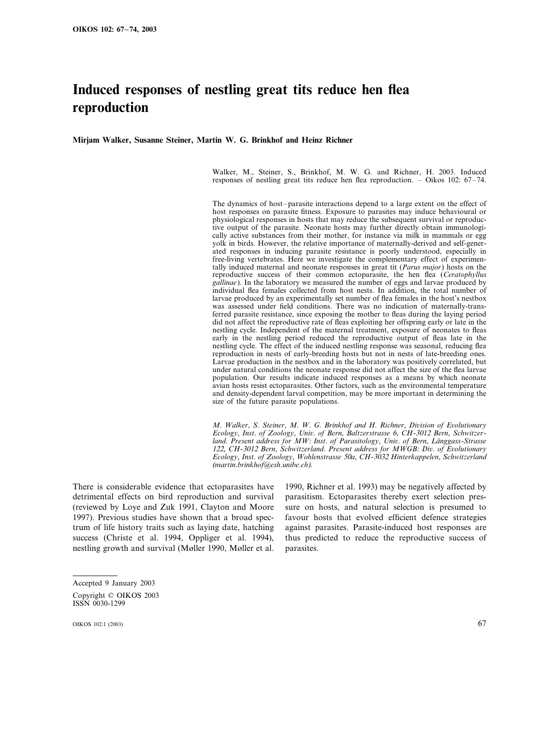# Induced responses of nestling great tits reduce hen flea reproduction

**Mirjam Walker, Susanne Steiner, Martin W. G. Brinkhof and Heinz Richner**

Walker, M., Steiner, S., Brinkhof, M. W. G. and Richner, H. 2003. Induced responses of nestling great tits reduce hen flea reproduction. – Oikos 102: 67–74.

The dynamics of host–parasite interactions depend to a large extent on the effect of host responses on parasite fitness. Exposure to parasites may induce behavioural or physiological responses in hosts that may reduce the subsequent survival or reproductive output of the parasite. Neonate hosts may further directly obtain immunologically active substances from their mother, for instance via milk in mammals or egg yolk in birds. However, the relative importance of maternally-derived and self-generated responses in inducing parasite resistance is poorly understood, especially in free-living vertebrates. Here we investigate the complementary effect of experimentally induced maternal and neonate responses in great tit (*Parus major*) hosts on the reproductive success of their common ectoparasite, the hen flea (*Ceratophyllus gallinae*). In the laboratory we measured the number of eggs and larvae produced by individual flea females collected from host nests. In addition, the total number of larvae produced by an experimentally set number of flea females in the host's nestbox was assessed under field conditions. There was no indication of maternally-transferred parasite resistance, since exposing the mother to fleas during the laying period did not affect the reproductive rate of fleas exploiting her offspring early or late in the nestling cycle. Independent of the maternal treatment, exposure of neonates to fleas early in the nestling period reduced the reproductive output of fleas late in the nestling cycle. The effect of the induced nestling response was seasonal, reducing flea reproduction in nests of early-breeding hosts but not in nests of late-breeding ones. Larvae production in the nestbox and in the laboratory was positively correlated, but under natural conditions the neonate response did not affect the size of the flea larvae population. Our results indicate induced responses as a means by which neonate avian hosts resist ectoparasites. Other factors, such as the environmental temperature and density-dependent larval competition, may be more important in determining the size of the future parasite populations.

*M. Walker, S. Steiner, M. W. G. Brinkhof and H. Richner, Division of Evolutionary Ecology, Inst. of Zoology, Univ. of Bern, Baltzerstrasse 6, CH-3012 Bern, Schwitzerland. Present address for MW: Inst. of Parasitology, Univ. of Bern, Länggass-Strasse 122, CH-3012 Bern, Schwitzerland. Present address for MWGB: Div. of Evolutionary Ecology, Inst. of Zoology, Wohlenstrasse 50a, CH-3032 Hinterkappelen, Schwitzerland (martin.brinkhof@esh.unibe.ch).*

There is considerable evidence that ectoparasites have detrimental effects on bird reproduction and survival (reviewed by Loye and Zuk 1991, Clayton and Moore 1997). Previous studies have shown that a broad spectrum of life history traits such as laying date, hatching success (Christe et al. 1994, Oppliger et al. 1994), nestling growth and survival (Møller 1990, Møller et al. 1990, Richner et al. 1993) may be negatively affected by parasitism. Ectoparasites thereby exert selection pressure on hosts, and natural selection is presumed to favour hosts that evolved efficient defence strategies against parasites. Parasite-induced host responses are thus predicted to reduce the reproductive success of parasites.

Accepted 9 January 2003

Copyright © OIKOS 2003
ISSN 0030-1299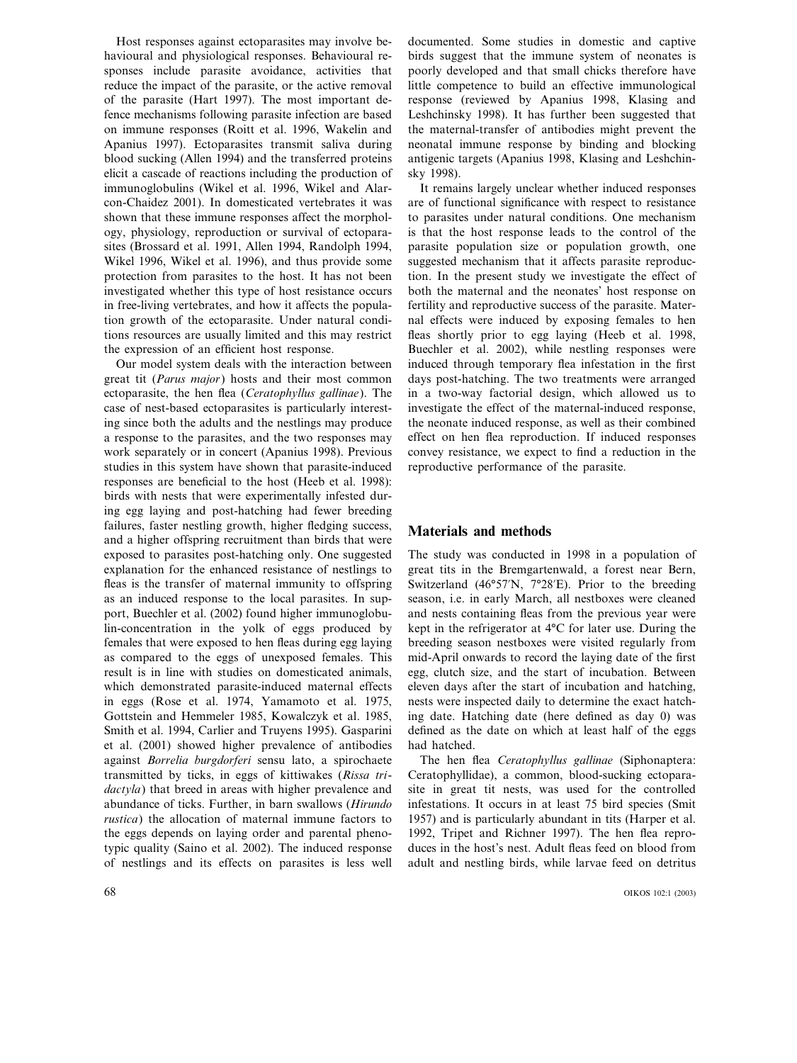Host responses against ectoparasites may involve behavioural and physiological responses. Behavioural responses include parasite avoidance, activities that reduce the impact of the parasite, or the active removal of the parasite (Hart 1997). The most important defence mechanisms following parasite infection are based on immune responses (Roitt et al. 1996, Wakelin and Apanius 1997). Ectoparasites transmit saliva during blood sucking (Allen 1994) and the transferred proteins elicit a cascade of reactions including the production of immunoglobulins (Wikel et al. 1996, Wikel and Alarcon-Chaidez 2001). In domesticated vertebrates it was shown that these immune responses affect the morphology, physiology, reproduction or survival of ectoparasites (Brossard et al. 1991, Allen 1994, Randolph 1994, Wikel 1996, Wikel et al. 1996), and thus provide some protection from parasites to the host. It has not been investigated whether this type of host resistance occurs in free-living vertebrates, and how it affects the population growth of the ectoparasite. Under natural conditions resources are usually limited and this may restrict the expression of an efficient host response.

Our model system deals with the interaction between great tit (*Parus major*) hosts and their most common ectoparasite, the hen flea (*Ceratophyllus gallinae*). The case of nest-based ectoparasites is particularly interesting since both the adults and the nestlings may produce a response to the parasites, and the two responses may work separately or in concert (Apanius 1998). Previous studies in this system have shown that parasite-induced responses are beneficial to the host (Heeb et al. 1998): birds with nests that were experimentally infested during egg laying and post-hatching had fewer breeding failures, faster nestling growth, higher fledging success, and a higher offspring recruitment than birds that were exposed to parasites post-hatching only. One suggested explanation for the enhanced resistance of nestlings to fleas is the transfer of maternal immunity to offspring as an induced response to the local parasites. In support, Buechler et al. (2002) found higher immunoglobulin-concentration in the yolk of eggs produced by females that were exposed to hen fleas during egg laying as compared to the eggs of unexposed females. This result is in line with studies on domesticated animals, which demonstrated parasite-induced maternal effects in eggs (Rose et al. 1974, Yamamoto et al. 1975, Gottstein and Hemmeler 1985, Kowalczyk et al. 1985, Smith et al. 1994, Carlier and Truyens 1995). Gasparini et al. (2001) showed higher prevalence of antibodies against *Borrelia burgdorferi* sensu lato, a spirochaete transmitted by ticks, in eggs of kittiwakes (*Rissa tridactyla*) that breed in areas with higher prevalence and abundance of ticks. Further, in barn swallows (*Hirundo rustica*) the allocation of maternal immune factors to the eggs depends on laying order and parental phenotypic quality (Saino et al. 2002). The induced response of nestlings and its effects on parasites is less well documented. Some studies in domestic and captive birds suggest that the immune system of neonates is poorly developed and that small chicks therefore have little competence to build an effective immunological response (reviewed by Apanius 1998, Klasing and Leshchinsky 1998). It has further been suggested that the maternal-transfer of antibodies might prevent the neonatal immune response by binding and blocking antigenic targets (Apanius 1998, Klasing and Leshchinsky 1998).

It remains largely unclear whether induced responses are of functional significance with respect to resistance to parasites under natural conditions. One mechanism is that the host response leads to the control of the parasite population size or population growth, one suggested mechanism that it affects parasite reproduction. In the present study we investigate the effect of both the maternal and the neonates' host response on fertility and reproductive success of the parasite. Maternal effects were induced by exposing females to hen fleas shortly prior to egg laying (Heeb et al. 1998, Buechler et al. 2002), while nestling responses were induced through temporary flea infestation in the first days post-hatching. The two treatments were arranged in a two-way factorial design, which allowed us to investigate the effect of the maternal-induced response, the neonate induced response, as well as their combined effect on hen flea reproduction. If induced responses convey resistance, we expect to find a reduction in the reproductive performance of the parasite.

## Materials and methods

The study was conducted in 1998 in a population of great tits in the Bremgartenwald, a forest near Bern, Switzerland (46°57′N, 7°28′E). Prior to the breeding season, i.e. in early March, all nestboxes were cleaned and nests containing fleas from the previous year were kept in the refrigerator at 4°C for later use. During the breeding season nestboxes were visited regularly from mid-April onwards to record the laying date of the first egg, clutch size, and the start of incubation. Between eleven days after the start of incubation and hatching, nests were inspected daily to determine the exact hatching date. Hatching date (here defined as day 0) was defined as the date on which at least half of the eggs had hatched.

The hen flea *Ceratophyllus gallinae* (Siphonaptera: Ceratophyllidae), a common, blood-sucking ectoparasite in great tit nests, was used for the controlled infestations. It occurs in at least 75 bird species (Smit 1957) and is particularly abundant in tits (Harper et al. 1992, Tripet and Richner 1997). The hen flea reproduces in the host's nest. Adult fleas feed on blood from adult and nestling birds, while larvae feed on detritus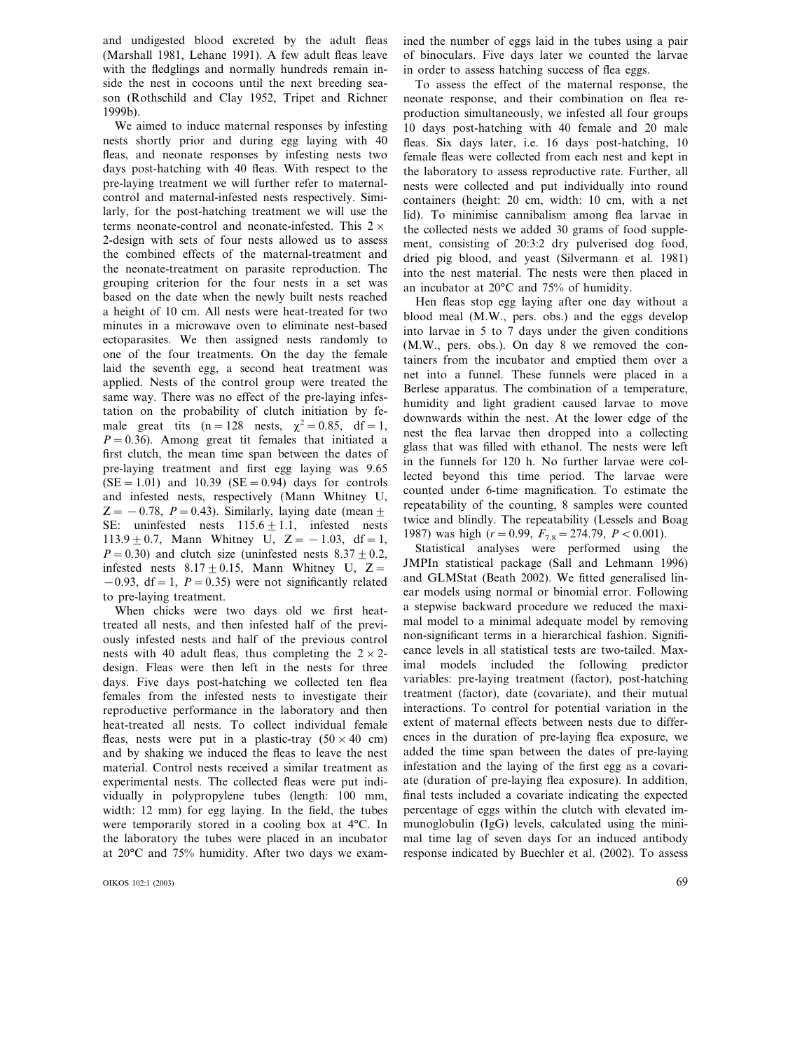and undigested blood excreted by the adult fleas (Marshall 1981, Lehane 1991). A few adult fleas leave with the fledglings and normally hundreds remain inside the nest in cocoons until the next breeding season (Rothschild and Clay 1952, Tripet and Richner 1999b).

We aimed to induce maternal responses by infesting nests shortly prior and during egg laying with 40 fleas, and neonate responses by infesting nests two days post-hatching with 40 fleas. With respect to the pre-laying treatment we will further refer to maternal-control and maternal-infested nests respectively. Similarly, for the post-hatching treatment we will use the terms neonate-control and neonate-infested. This $2 \times 2$-design with sets of four nests allowed us to assess the combined effects of the maternal-treatment and the neonate-treatment on parasite reproduction. The grouping criterion for the four nests in a set was based on the date when the newly built nests reached a height of 10 cm. All nests were heat-treated for two minutes in a microwave oven to eliminate nest-based ectoparasites. We then assigned nests randomly to one of the four treatments. On the day the female laid the seventh egg, a second heat treatment was applied. Nests of the control group were treated the same way. There was no effect of the pre-laying infestation on the probability of clutch initiation by female great tits ($n = 128$ nests, $\chi^2 = 0.85$, $df = 1$, $P = 0.36$). Among great tit females that initiated a first clutch, the mean time span between the dates of pre-laying treatment and first egg laying was 9.65 ($SE = 1.01$) and 10.39 ($SE = 0.94$) days for controls and infested nests, respectively (Mann Whitney U, $Z = -0.78$, $P = 0.43$). Similarly, laying date (mean $\pm$ SE: uninfested nests $115.6 \pm 1.1$, infested nests $113.9 \pm 0.7$, Mann Whitney U, $Z = -1.03$, $df = 1$, $P = 0.30$) and clutch size (uninfested nests $8.37 \pm 0.2$, infested nests $8.17 \pm 0.15$, Mann Whitney U, $Z = -0.93$, $df = 1$, $P = 0.35$) were not significantly related to pre-laying treatment.

When chicks were two days old we first heat-treated all nests, and then infested half of the previously infested nests and half of the previous control nests with 40 adult fleas, thus completing the $2 \times 2$-design. Fleas were then left in the nests for three days. Five days post-hatching we collected ten flea females from the infested nests to investigate their reproductive performance in the laboratory and then heat-treated all nests. To collect individual female fleas, nests were put in a plastic-tray ($50 \times 40$ cm) and by shaking we induced the fleas to leave the nest material. Control nests received a similar treatment as experimental nests. The collected fleas were put individually in polypropylene tubes (length: 100 mm, width: 12 mm) for egg laying. In the field, the tubes were temporarily stored in a cooling box at 4°C. In the laboratory the tubes were placed in an incubator at 20°C and 75% humidity. After two days we examined the number of eggs laid in the tubes using a pair of binoculars. Five days later we counted the larvae in order to assess hatching success of flea eggs.

To assess the effect of the maternal response, the neonate response, and their combination on flea reproduction simultaneously, we infested all four groups 10 days post-hatching with 40 female and 20 male fleas. Six days later, i.e. 16 days post-hatching, 10 female fleas were collected from each nest and kept in the laboratory to assess reproductive rate. Further, all nests were collected and put individually into round containers (height: 20 cm, width: 10 cm, with a net lid). To minimise cannibalism among flea larvae in the collected nests we added 30 grams of food supplement, consisting of 20:3:2 dry pulverised dog food, dried pig blood, and yeast (Silvermann et al. 1981) into the nest material. The nests were then placed in an incubator at 20°C and 75% of humidity.

Hen fleas stop egg laying after one day without a blood meal (M.W., pers. obs.) and the eggs develop into larvae in 5 to 7 days under the given conditions (M.W., pers. obs.). On day 8 we removed the containers from the incubator and emptied them over a net into a funnel. These funnels were placed in a Berlese apparatus. The combination of a temperature, humidity and light gradient caused larvae to move downwards within the nest. At the lower edge of the nest the flea larvae then dropped into a collecting glass that was filled with ethanol. The nests were left in the funnels for 120 h. No further larvae were collected beyond this time period. The larvae were counted under 6-time magnification. To estimate the repeatability of the counting, 8 samples were counted twice and blindly. The repeatability (Lessels and Boag 1987) was high ($r = 0.99$, $F_{7,8} = 274.79$, $P < 0.001$).

Statistical analyses were performed using the JMPIn statistical package (Sall and Lehmann 1996) and GLMStat (Beath 2002). We fitted generalised linear models using normal or binomial error. Following a stepwise backward procedure we reduced the maximal model to a minimal adequate model by removing non-significant terms in a hierarchical fashion. Significance levels in all statistical tests are two-tailed. Maximal models included the following predictor variables: pre-laying treatment (factor), post-hatching treatment (factor), date (covariate), and their mutual interactions. To control for potential variation in the extent of maternal effects between nests due to differences in the duration of pre-laying flea exposure, we added the time span between the dates of pre-laying infestation and the laying of the first egg as a covariate (duration of pre-laying flea exposure). In addition, final tests included a covariate indicating the expected percentage of eggs within the clutch with elevated immunoglobulin (IgG) levels, calculated using the minimal time lag of seven days for an induced antibody response indicated by Buechler et al. (2002). To assess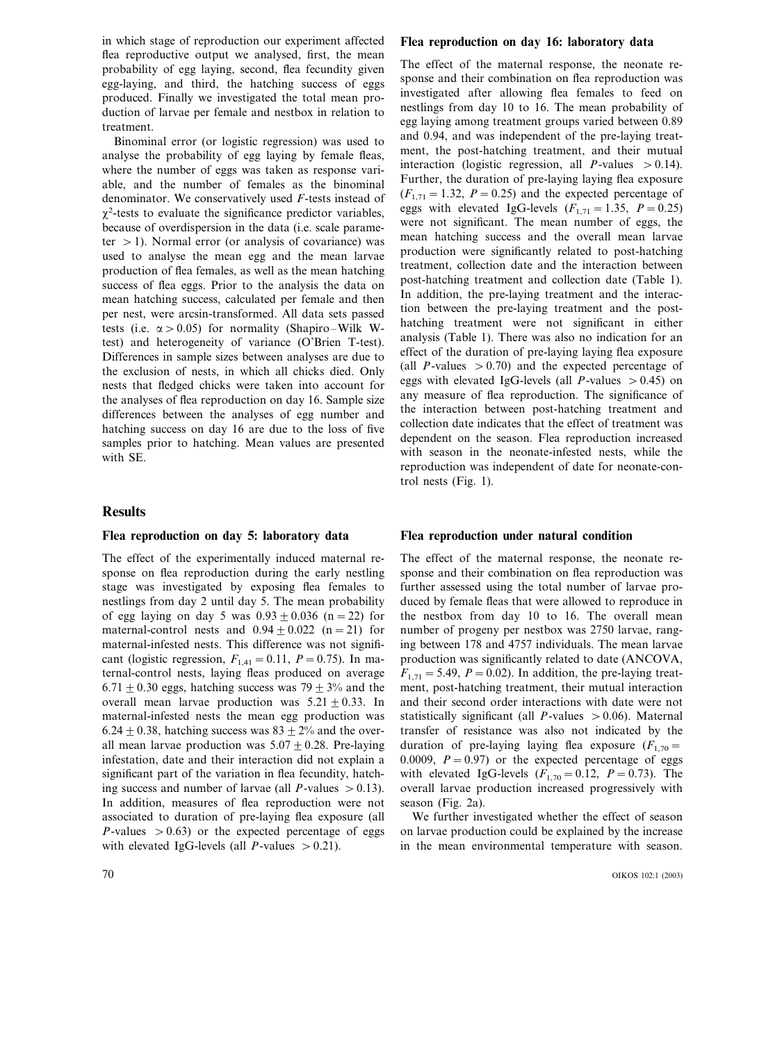in which stage of reproduction our experiment affected flea reproductive output we analysed, first, the mean probability of egg laying, second, flea fecundity given egg-laying, and third, the hatching success of eggs produced. Finally we investigated the total mean production of larvae per female and nestbox in relation to treatment.

Binominal error (or logistic regression) was used to analyse the probability of egg laying by female fleas, where the number of eggs was taken as response variable, and the number of females as the binominal denominator. We conservatively used $F$-tests instead of $\chi^2$-tests to evaluate the significance predictor variables, because of overdispersion in the data (i.e. scale parameter $>1$). Normal error (or analysis of covariance) was used to analyse the mean egg and the mean larvae production of flea females, as well as the mean hatching success of flea eggs. Prior to the analysis the data on mean hatching success, calculated per female and then per nest, were arcsin-transformed. All data sets passed tests (i.e. $\alpha > 0.05$) for normality (Shapiro–Wilk W-test) and heterogeneity of variance (O'Brien T-test). Differences in sample sizes between analyses are due to the exclusion of nests, in which all chicks died. Only nests that fledged chicks were taken into account for the analyses of flea reproduction on day 16. Sample size differences between the analyses of egg number and hatching success on day 16 are due to the loss of five samples prior to hatching. Mean values are presented with SE.

## Results

### Flea reproduction on day 5: laboratory data

The effect of the experimentally induced maternal response on flea reproduction during the early nestling stage was investigated by exposing flea females to nestlings from day 2 until day 5. The mean probability of egg laying on day 5 was $0.93 \pm 0.036$ ($n = 22$) for maternal-control nests and $0.94 \pm 0.022$ ($n = 21$) for maternal-infested nests. This difference was not significant (logistic regression, $F_{1,41} = 0.11$, $P = 0.75$). In maternal-control nests, laying fleas produced on average $6.71 \pm 0.30$ eggs, hatching success was $79 \pm 3\%$ and the overall mean larvae production was $5.21 \pm 0.33$. In maternal-infested nests the mean egg production was $6.24 \pm 0.38$, hatching success was $83 \pm 2\%$ and the overall mean larvae production was $5.07 \pm 0.28$. Pre-laying infestation, date and their interaction did not explain a significant part of the variation in flea fecundity, hatching success and number of larvae (all $P$-values $> 0.13$). In addition, measures of flea reproduction were not associated to duration of pre-laying flea exposure (all $P$-values $> 0.63$) or the expected percentage of eggs with elevated IgG-levels (all $P$-values $> 0.21$).

### Flea reproduction on day 16: laboratory data

The effect of the maternal response, the neonate response and their combination on flea reproduction was investigated after allowing flea females to feed on nestlings from day 10 to 16. The mean probability of egg laying among treatment groups varied between 0.89 and 0.94, and was independent of the pre-laying treatment, the post-hatching treatment, and their mutual interaction (logistic regression, all $P$-values $> 0.14$). Further, the duration of pre-laying laying flea exposure ($F_{1,71} = 1.32$, $P = 0.25$) and the expected percentage of eggs with elevated IgG-levels ($F_{1,71} = 1.35$, $P = 0.25$) were not significant. The mean number of eggs, the mean hatching success and the overall mean larvae production were significantly related to post-hatching treatment, collection date and the interaction between post-hatching treatment and collection date (Table 1). In addition, the pre-laying treatment and the interaction between the pre-laying treatment and the post-hatching treatment were not significant in either analysis (Table 1). There was also no indication for an effect of the duration of pre-laying laying flea exposure (all $P$-values $> 0.70$) and the expected percentage of eggs with elevated IgG-levels (all $P$-values $> 0.45$) on any measure of flea reproduction. The significance of the interaction between post-hatching treatment and collection date indicates that the effect of treatment was dependent on the season. Flea reproduction increased with season in the neonate-infested nests, while the reproduction was independent of date for neonate-control nests (Fig. 1).

### Flea reproduction under natural condition

The effect of the maternal response, the neonate response and their combination on flea reproduction was further assessed using the total number of larvae produced by female fleas that were allowed to reproduce in the nestbox from day 10 to 16. The overall mean number of progeny per nestbox was 2750 larvae, ranging between 178 and 4757 individuals. The mean larvae production was significantly related to date (ANCOVA, $F_{1,71} = 5.49$, $P = 0.02$). In addition, the pre-laying treatment, post-hatching treatment, their mutual interaction and their second order interactions with date were not statistically significant (all $P$-values $> 0.06$). Maternal transfer of resistance was also not indicated by the duration of pre-laying laying flea exposure ($F_{1,70} = 0.0009$, $P = 0.97$) or the expected percentage of eggs with elevated IgG-levels ($F_{1,70} = 0.12$, $P = 0.73$). The overall larvae production increased progressively with season (Fig. 2a).

We further investigated whether the effect of season on larvae production could be explained by the increase in the mean environmental temperature with season.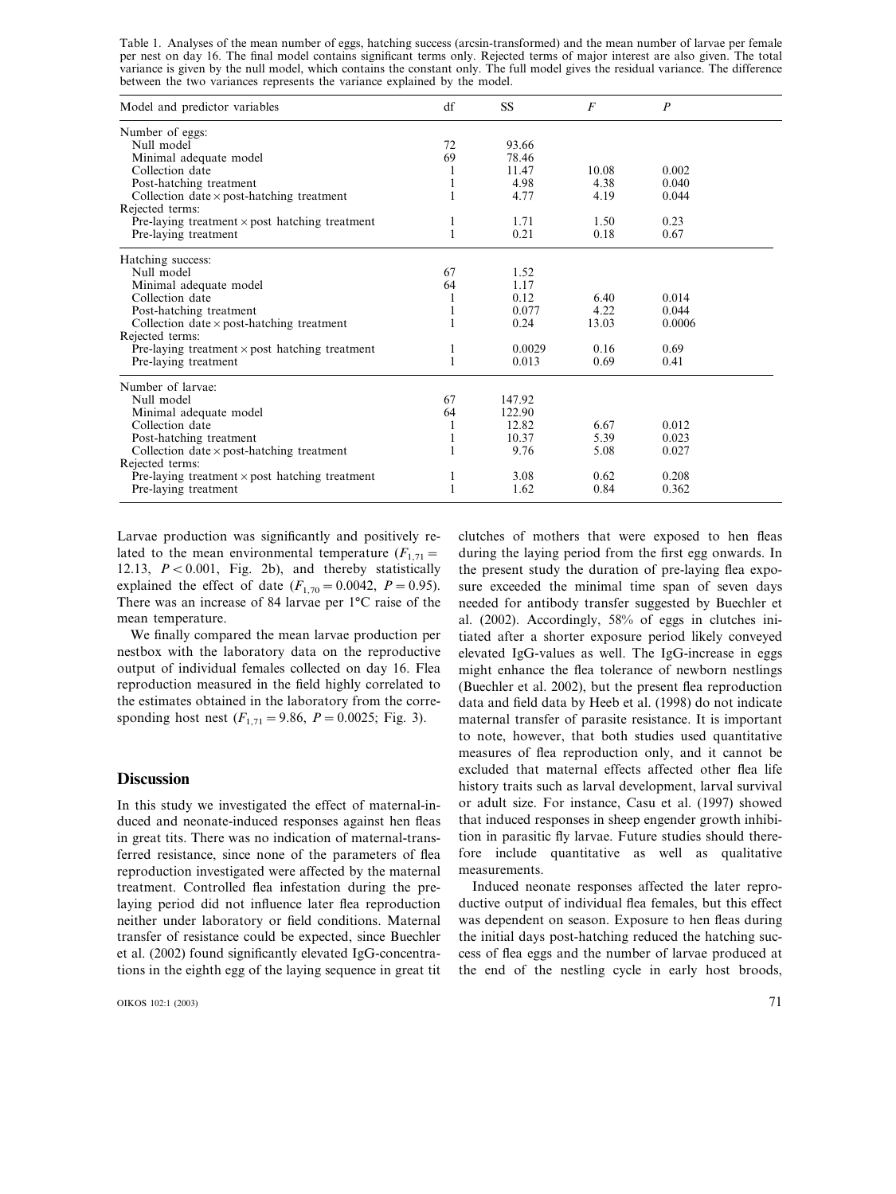Table 1. Analyses of the mean number of eggs, hatching success (arcsin-transformed) and the mean number of larvae per female per nest on day 16. The final model contains significant terms only. Rejected terms of major interest are also given. The total variance is given by the null model, which contains the constant only. The full model gives the residual variance. The difference between the two variances represents the variance explained by the model.

| Model and predictor variables | df | SS | $F$ | $P$ |
|---|---|---|---|---|
| Number of eggs: | | | | |
| Null model | 72 | 93.66 | | |
| Minimal adequate model | 69 | 78.46 | | |
| Collection date | 1 | 11.47 | 10.08 | 0.002 |
| Post-hatching treatment | 1 | 4.98 | 4.38 | 0.040 |
| Collection date × post-hatching treatment | 1 | 4.77 | 4.19 | 0.044 |
| Rejected terms: | | | | |
| Pre-laying treatment × post hatching treatment | 1 | 1.71 | 1.50 | 0.23 |
| Pre-laying treatment | 1 | 0.21 | 0.18 | 0.67 |
| Hatching success: | | | | |
| Null model | 67 | 1.52 | | |
| Minimal adequate model | 64 | 1.17 | | |
| Collection date | 1 | 0.12 | 6.40 | 0.014 |
| Post-hatching treatment | 1 | 0.077 | 4.22 | 0.044 |
| Collection date × post-hatching treatment | 1 | 0.24 | 13.03 | 0.0006 |
| Rejected terms: | | | | |
| Pre-laying treatment × post hatching treatment | 1 | 0.0029 | 0.16 | 0.69 |
| Pre-laying treatment | 1 | 0.013 | 0.69 | 0.41 |
| Number of larvae: | | | | |
| Null model | 67 | 147.92 | | |
| Minimal adequate model | 64 | 122.90 | | |
| Collection date | 1 | 12.82 | 6.67 | 0.012 |
| Post-hatching treatment | 1 | 10.37 | 5.39 | 0.023 |
| Collection date × post-hatching treatment | 1 | 9.76 | 5.08 | 0.027 |
| Rejected terms: | | | | |
| Pre-laying treatment × post hatching treatment | 1 | 3.08 | 0.62 | 0.208 |
| Pre-laying treatment | 1 | 1.62 | 0.84 | 0.362 |

Larvae production was significantly and positively related to the mean environmental temperature ($F_{1,71} = 12.13$, $P < 0.001$, Fig. 2b), and thereby statistically explained the effect of date ($F_{1,70} = 0.0042$, $P = 0.95$). There was an increase of 84 larvae per 1°C raise of the mean temperature.

We finally compared the mean larvae production per nestbox with the laboratory data on the reproductive output of individual females collected on day 16. Flea reproduction measured in the field highly correlated to the estimates obtained in the laboratory from the corresponding host nest ($F_{1,71} = 9.86$, $P = 0.0025$; Fig. 3).

## Discussion

In this study we investigated the effect of maternal-induced and neonate-induced responses against hen fleas in great tits. There was no indication of maternal-transferred resistance, since none of the parameters of flea reproduction investigated were affected by the maternal treatment. Controlled flea infestation during the pre-laying period did not influence later flea reproduction neither under laboratory or field conditions. Maternal transfer of resistance could be expected, since Buechler et al. (2002) found significantly elevated IgG-concentrations in the eighth egg of the laying sequence in great tit clutches of mothers that were exposed to hen fleas during the laying period from the first egg onwards. In the present study the duration of pre-laying flea exposure exceeded the minimal time span of seven days needed for antibody transfer suggested by Buechler et al. (2002). Accordingly, 58% of eggs in clutches initiated after a shorter exposure period likely conveyed elevated IgG-values as well. The IgG-increase in eggs might enhance the flea tolerance of newborn nestlings (Buechler et al. 2002), but the present flea reproduction data and field data by Heeb et al. (1998) do not indicate maternal transfer of parasite resistance. It is important to note, however, that both studies used quantitative measures of flea reproduction only, and it cannot be excluded that maternal effects affected other flea life history traits such as larval development, larval survival or adult size. For instance, Casu et al. (1997) showed that induced responses in sheep engender growth inhibition in parasitic fly larvae. Future studies should therefore include quantitative as well as qualitative measurements.

Induced neonate responses affected the later reproductive output of individual flea females, but this effect was dependent on season. Exposure to hen fleas during the initial days post-hatching reduced the hatching success of flea eggs and the number of larvae produced at the end of the nestling cycle in early host broods,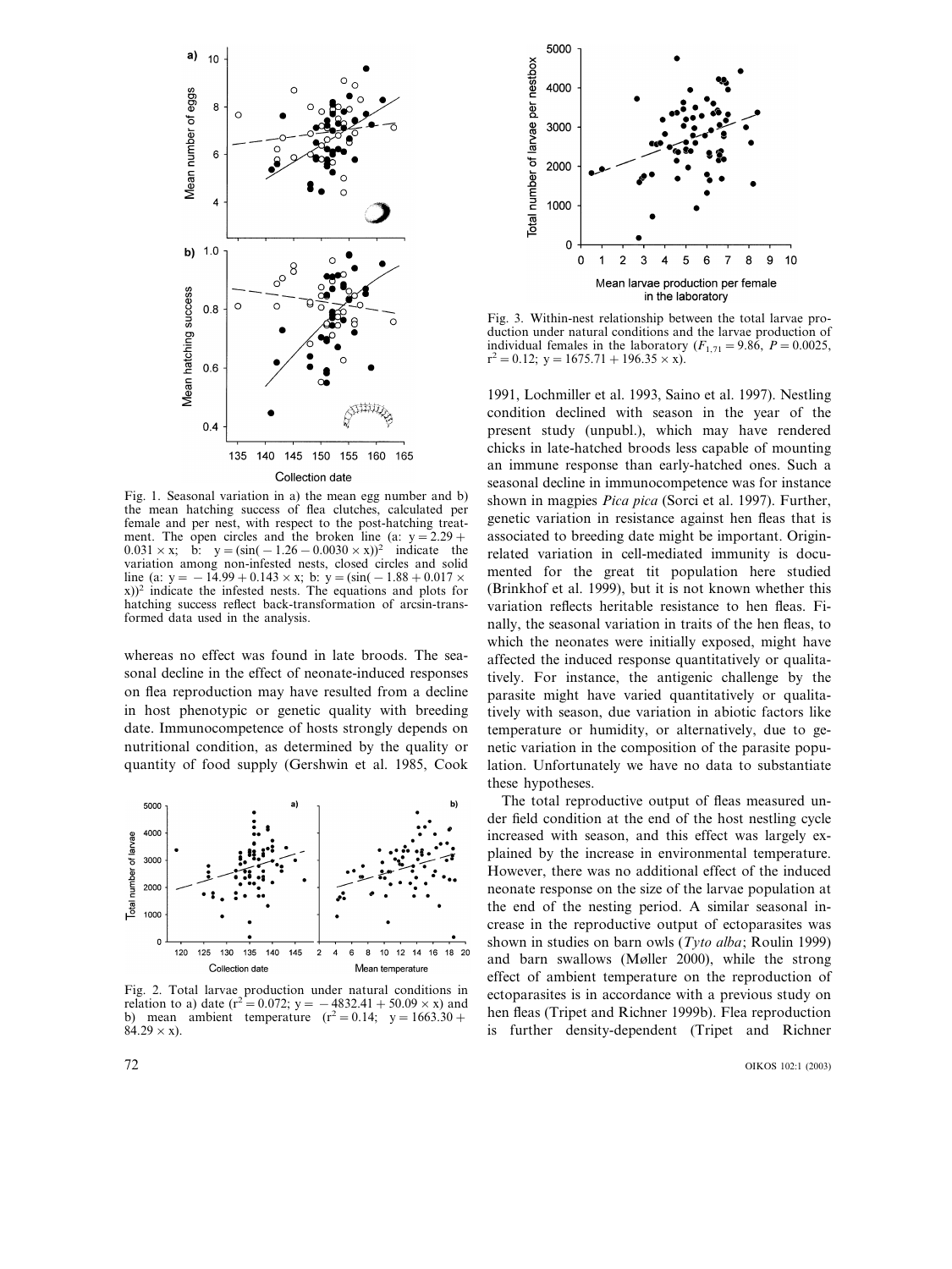Fig. 1. Seasonal variation in a) the mean egg number and b) the mean hatching success of flea clutches, calculated per female and per nest, with respect to the post-hatching treatment. The open circles and the broken line (a: $y = 2.29 + 0.031 \times x$; b: $y = (\sin(-1.26 - 0.0030 \times x))^2$ indicate the variation among non-infested nests, closed circles and solid line (a: $y = -14.99 + 0.143 \times x$; b: $y = (\sin(-1.88 + 0.017 \times x))^2$ indicate the infested nests. The equations and plots for hatching success reflect back-transformation of arcsin-transformed data used in the analysis.

whereas no effect was found in late broods. The seasonal decline in the effect of neonate-induced responses on flea reproduction may have resulted from a decline in host phenotypic or genetic quality with breeding date. Immunocompetence of hosts strongly depends on nutritional condition, as determined by the quality or quantity of food supply (Gershwin et al. 1985, Cook 1991, Lochmiller et al. 1993, Saino et al. 1997). Nestling condition declined with season in the year of the present study (unpubl.), which may have rendered chicks in late-hatched broods less capable of mounting an immune response than early-hatched ones. Such a seasonal decline in immunocompetence was for instance shown in magpies *Pica pica* (Sorci et al. 1997). Further, genetic variation in resistance against hen fleas that is associated to breeding date might be important. Origin-related variation in cell-mediated immunity is documented for the great tit population here studied (Brinkhof et al. 1999), but it is not known whether this variation reflects heritable resistance to hen fleas. Finally, the seasonal variation in traits of the hen fleas, to which the neonates were initially exposed, might have affected the induced response quantitatively or qualitatively. For instance, the antigenic challenge by the parasite might have varied quantitatively or qualitatively with season, due variation in abiotic factors like temperature or humidity, or alternatively, due to genetic variation in the composition of the parasite population. Unfortunately we have no data to substantiate these hypotheses.

Fig. 2. Total larvae production under natural conditions in relation to a) date ($r^2 = 0.072$; $y = -4832.41 + 50.09 \times x$) and b) mean ambient temperature ($r^2 = 0.14$; $y = 1663.30 + 84.29 \times x$).

Fig. 3. Within-nest relationship between the total larvae production under natural conditions and the larvae production of individual females in the laboratory ($F_{1,71} = 9.86$, $P = 0.0025$, $r^2 = 0.12$; $y = 1675.71 + 196.35 \times x$).

The total reproductive output of fleas measured under field condition at the end of the host nestling cycle increased with season, and this effect was largely explained by the increase in environmental temperature. However, there was no additional effect of the induced neonate response on the size of the larvae population at the end of the nesting period. A similar seasonal increase in the reproductive output of ectoparasites was shown in studies on barn owls (*Tyto alba*; Roulin 1999) and barn swallows (Møller 2000), while the strong effect of ambient temperature on the reproduction of ectoparasites is in accordance with a previous study on hen fleas (Tripet and Richner 1999b). Flea reproduction is further density-dependent (Tripet and Richner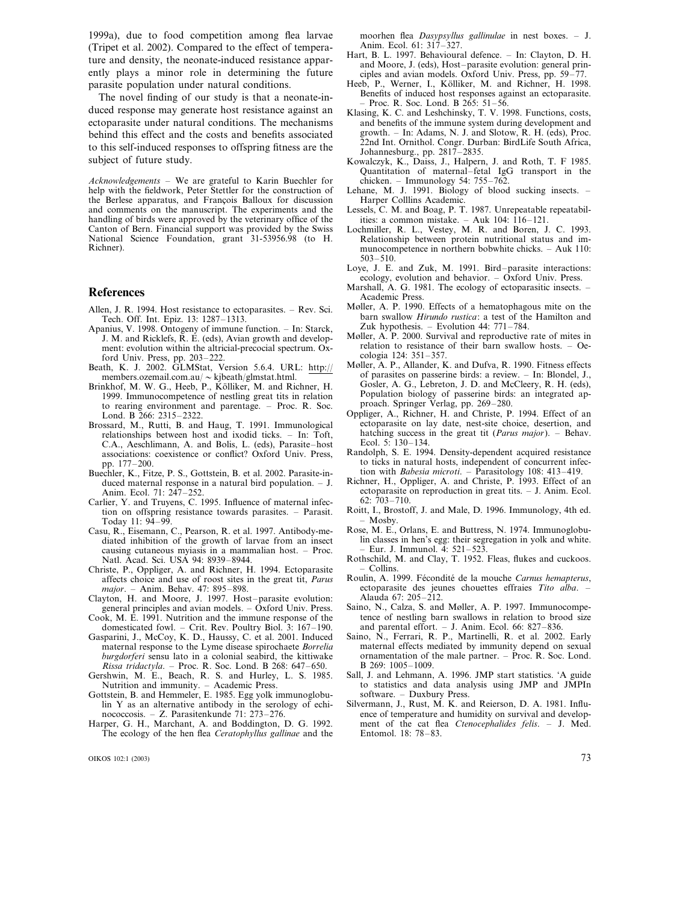1999a), due to food competition among flea larvae (Tripet et al. 2002). Compared to the effect of temperature and density, the neonate-induced resistance apparently plays a minor role in determining the future parasite population under natural conditions.

The novel finding of our study is that a neonate-induced response may generate host resistance against an ectoparasite under natural conditions. The mechanisms behind this effect and the costs and benefits associated to this self-induced responses to offspring fitness are the subject of future study.

*Acknowledgements* – We are grateful to Karin Buechler for help with the fieldwork, Peter Stettler for the construction of the Berlese apparatus, and François Balloux for discussion and comments on the manuscript. The experiments and the handling of birds were approved by the veterinary office of the Canton of Bern. Financial support was provided by the Swiss National Science Foundation, grant 31-53956.98 (to H. Richner).

## References

Allen, J. R. 1994. Host resistance to ectoparasites. – Rev. Sci. Tech. Off. Int. Epiz. 13: 1287–1313.

Apanius, V. 1998. Ontogeny of immune function. – In: Starck, J. M. and Ricklefs, R. E. (eds), Avian growth and development: evolution within the altricial-precocial spectrum. Oxford Univ. Press, pp. 203–222.

Beath, K. J. 2002. GLMStat, Version 5.6.4. URL: http://members.ozemail.com.au/~kjbeath/glmstat.html.

Brinkhof, M. W. G., Heeb, P., Kölliker, M. and Richner, H. 1999. Immunocompetence of nestling great tits in relation to rearing environment and parentage. – Proc. R. Soc. Lond. B 266: 2315–2322.

Brossard, M., Rutti, B. and Haug, T. 1991. Immunological relationships between host and ixodid ticks. – In: Toft, C.A., Aeschlimann, A. and Bolis, L. (eds), Parasite–host associations: coexistence or conflict? Oxford Univ. Press, pp. 177–200.

Buechler, K., Fitze, P. S., Gottstein, B. et al. 2002. Parasite-induced maternal response in a natural bird population. – J. Anim. Ecol. 71: 247–252.

Carlier, Y. and Truyens, C. 1995. Influence of maternal infection on offspring resistance towards parasites. – Parasit. Today 11: 94–99.

Casu, R., Eisemann, C., Pearson, R. et al. 1997. Antibody-mediated inhibition of the growth of larvae from an insect causing cutaneous myiasis in a mammalian host. – Proc. Natl. Acad. Sci. USA 94: 8939–8944.

Christe, P., Oppliger, A. and Richner, H. 1994. Ectoparasite affects choice and use of roost sites in the great tit, *Parus major*. – Anim. Behav. 47: 895–898.

Clayton, H. and Moore, J. 1997. Host–parasite evolution: general principles and avian models. – Oxford Univ. Press.

Cook, M. E. 1991. Nutrition and the immune response of the domesticated fowl. – Crit. Rev. Poultry Biol. 3: 167–190.

Gasparini, J., McCoy, K. D., Haussy, C. et al. 2001. Induced maternal response to the Lyme disease spirochaete *Borrelia burgdorferi* sensu lato in a colonial seabird, the kittiwake *Rissa tridactyla*. – Proc. R. Soc. Lond. B 268: 647–650.

Gershwin, M. E., Beach, R. S. and Hurley, L. S. 1985. Nutrition and immunity. – Academic Press.

Gottstein, B. and Hemmeler, E. 1985. Egg yolk immunoglobulin Y as an alternative antibody in the serology of echinococcosis. – Z. Parasitenkunde 71: 273–276.

Harper, G. H., Marchant, A. and Boddington, D. G. 1992. The ecology of the hen flea *Ceratophyllus gallinae* and the moorhen flea *Dasypsyllus gallinulae* in nest boxes. – J. Anim. Ecol. 61: 317–327.

Hart, B. L. 1997. Behavioural defence. – In: Clayton, D. H. and Moore, J. (eds), Host–parasite evolution: general principles and avian models. Oxford Univ. Press, pp. 59–77.

Heeb, P., Werner, I., Kölliker, M. and Richner, H. 1998. Benefits of induced host responses against an ectoparasite. – Proc. R. Soc. Lond. B 265: 51–56.

Klasing, K. C. and Leshchinsky, T. V. 1998. Functions, costs, and benefits of the immune system during development and growth. – In: Adams, N. J. and Slotow, R. H. (eds), Proc. 22nd Int. Ornithol. Congr. Durban: BirdLife South Africa, Johannesburg., pp. 2817–2835.

Kowalczyk, K., Daiss, J., Halpern, J. and Roth, T. F 1985. Quantitation of maternal–fetal IgG transport in the chicken. – Immunology 54: 755–762.

Lehane, M. J. 1991. Biology of blood sucking insects. – Harper Colllins Academic.

Lessels, C. M. and Boag, P. T. 1987. Unrepeatable repeatabilities: a common mistake. – Auk 104: 116–121.

Lochmiller, R. L., Vestey, M. R. and Boren, J. C. 1993. Relationship between protein nutritional status and immunocompetence in northern bobwhite chicks. – Auk 110: 503–510.

Loye, J. E. and Zuk, M. 1991. Bird–parasite interactions: ecology, evolution and behavior. – Oxford Univ. Press.

Marshall, A. G. 1981. The ecology of ectoparasitic insects. – Academic Press.

Møller, A. P. 1990. Effects of a hematophagous mite on the barn swallow *Hirundo rustica*: a test of the Hamilton and Zuk hypothesis. – Evolution 44: 771–784.

Møller, A. P. 2000. Survival and reproductive rate of mites in relation to resistance of their barn swallow hosts. – Oecologia 124: 351–357.

Møller, A. P., Allander, K. and Dufva, R. 1990. Fitness effects of parasites on passerine birds: a review. – In: Blondel, J., Gosler, A. G., Lebreton, J. D. and McCleery, R. H. (eds), Population biology of passerine birds: an integrated approach. Springer Verlag, pp. 269–280.

Oppliger, A., Richner, H. and Christe, P. 1994. Effect of an ectoparasite on lay date, nest-site choice, desertion, and hatching success in the great tit (*Parus major*). – Behav. Ecol. 5: 130–134.

Randolph, S. E. 1994. Density-dependent acquired resistance to ticks in natural hosts, independent of concurrent infection with *Babesia microti*. – Parasitology 108: 413–419.

Richner, H., Oppliger, A. and Christe, P. 1993. Effect of an ectoparasite on reproduction in great tits. – J. Anim. Ecol. 62: 703–710.

Roitt, I., Brostoff, J. and Male, D. 1996. Immunology, 4th ed. – Mosby.

Rose, M. E., Orlans, E. and Buttress, N. 1974. Immunoglobulin classes in hen's egg: their segregation in yolk and white. – Eur. J. Immunol. 4: 521–523.

Rothschild, M. and Clay, T. 1952. Fleas, flukes and cuckoos. – Collins.

Roulin, A. 1999. Fécondité de la mouche *Carnus hemapterus*, ectoparasite des jeunes chouettes effraies *Tito alba*. – Alauda 67: 205–212.

Saino, N., Calza, S. and Møller, A. P. 1997. Immunocompetence of nestling barn swallows in relation to brood size and parental effort. – J. Anim. Ecol. 66: 827–836.

Saino, N., Ferrari, R. P., Martinelli, R. et al. 2002. Early maternal effects mediated by immunity depend on sexual ornamentation of the male partner. – Proc. R. Soc. Lond. B 269: 1005–1009.

Sall, J. and Lehmann, A. 1996. JMP start statistics. 'A guide to statistics and data analysis using JMP and JMPIn software. – Duxbury Press.

Silvermann, J., Rust, M. K. and Reierson, D. A. 1981. Influence of temperature and humidity on survival and development of the cat flea *Ctenocephalides felis*. – J. Med. Entomol. 18: 78–83.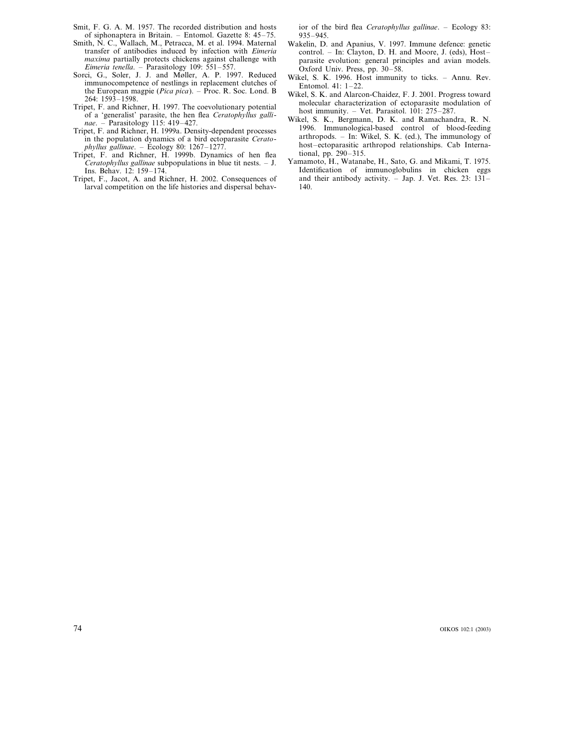Smit, F. G. A. M. 1957. The recorded distribution and hosts of siphonaptera in Britain. – Entomol. Gazette 8: 45–75.

Smith, N. C., Wallach, M., Petracca, M. et al. 1994. Maternal transfer of antibodies induced by infection with *Eimeria maxima* partially protects chickens against challenge with *Eimeria tenella*. – Parasitology 109: 551–557.

Sorci, G., Soler, J. J. and Møller, A. P. 1997. Reduced immunocompetence of nestlings in replacement clutches of the European magpie (*Pica pica*). – Proc. R. Soc. Lond. B 264: 1593–1598.

Tripet, F. and Richner, H. 1997. The coevolutionary potential of a 'generalist' parasite, the hen flea *Ceratophyllus gallinae*. – Parasitology 115: 419–427.

Tripet, F. and Richner, H. 1999a. Density-dependent processes in the population dynamics of a bird ectoparasite *Ceratophyllus gallinae*. – Ecology 80: 1267–1277.

Tripet, F. and Richner, H. 1999b. Dynamics of hen flea *Ceratophyllus gallinae* subpopulations in blue tit nests. – J. Ins. Behav. 12: 159–174.

Tripet, F., Jacot, A. and Richner, H. 2002. Consequences of larval competition on the life histories and dispersal behavior of the bird flea *Ceratophyllus gallinae*. – Ecology 83: 935–945.

Wakelin, D. and Apanius, V. 1997. Immune defence: genetic control. – In: Clayton, D. H. and Moore, J. (eds), Host–parasite evolution: general principles and avian models. Oxford Univ. Press, pp. 30–58.

Wikel, S. K. 1996. Host immunity to ticks. – Annu. Rev. Entomol. 41: 1–22.

Wikel, S. K. and Alarcon-Chaidez, F. J. 2001. Progress toward molecular characterization of ectoparasite modulation of host immunity. – Vet. Parasitol. 101: 275–287.

Wikel, S. K., Bergmann, D. K. and Ramachandra, R. N. 1996. Immunological-based control of blood-feeding arthropods. – In: Wikel, S. K. (ed.), The immunology of host–ectoparasitic arthropod relationships. Cab International, pp. 290–315.

Yamamoto, H., Watanabe, H., Sato, G. and Mikami, T. 1975. Identification of immunoglobulins in chicken eggs and their antibody activity. – Jap. J. Vet. Res. 23: 131–140.